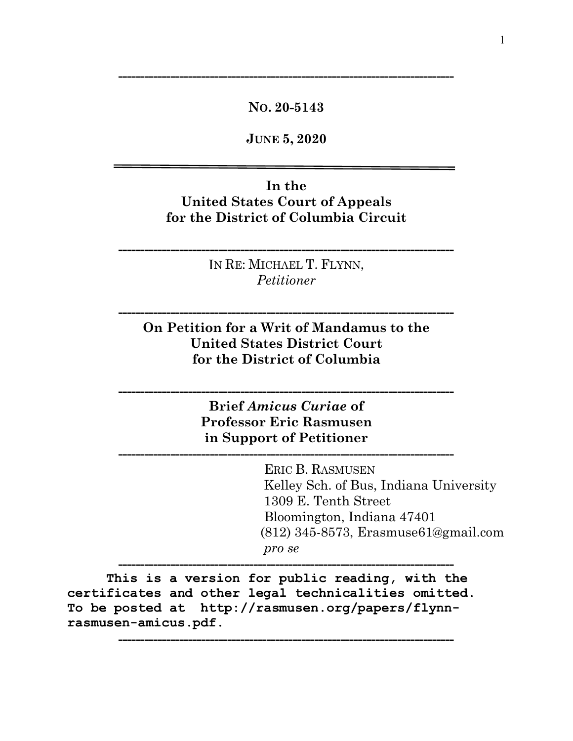**NO. 20-5143**

**JUNE 5, 2020**

---

**In the
United States Court of Appeals
for the District of Columbia Circuit**

---

IN RE: MICHAEL T. FLYNN,
*Petitioner*

---

**On Petition for a Writ of Mandamus to the
United States District Court
for the District of Columbia**

---

**Brief *Amicus Curiae* of
Professor Eric Rasmusen
in Support of Petitioner**

---

ERIC B. RASMUSEN
Kelley Sch. of Bus, Indiana University
1309 E. Tenth Street
Bloomington, Indiana 47401
(812) 345-8573, Erasmuse61@gmail.com
*pro se*

---

**This is a version for public reading, with the certificates and other legal technicalities omitted. To be posted at http://rasmusen.org/papers/flynn-rasmusen-amicus.pdf.**

---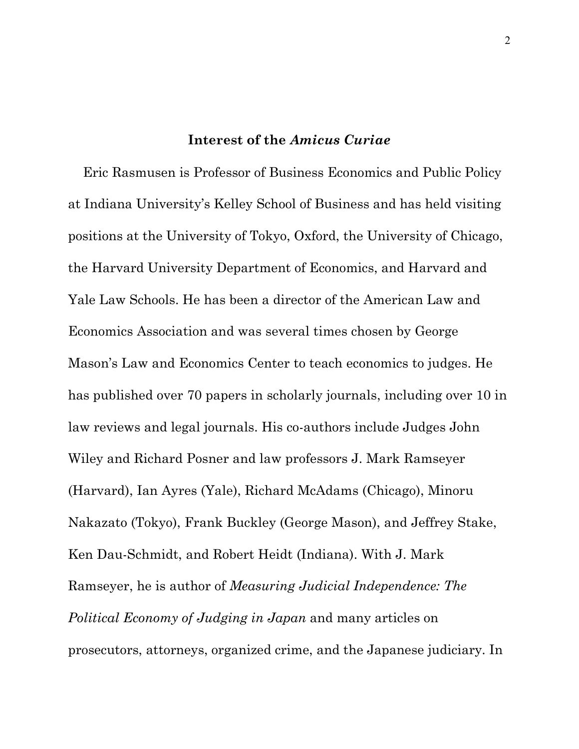## Interest of the *Amicus Curiae*

Eric Rasmusen is Professor of Business Economics and Public Policy at Indiana University's Kelley School of Business and has held visiting positions at the University of Tokyo, Oxford, the University of Chicago, the Harvard University Department of Economics, and Harvard and Yale Law Schools. He has been a director of the American Law and Economics Association and was several times chosen by George Mason's Law and Economics Center to teach economics to judges. He has published over 70 papers in scholarly journals, including over 10 in law reviews and legal journals. His co-authors include Judges John Wiley and Richard Posner and law professors J. Mark Ramseyer (Harvard), Ian Ayres (Yale), Richard McAdams (Chicago), Minoru Nakazato (Tokyo), Frank Buckley (George Mason), and Jeffrey Stake, Ken Dau-Schmidt, and Robert Heidt (Indiana). With J. Mark Ramseyer, he is author of *Measuring Judicial Independence: The Political Economy of Judging in Japan* and many articles on prosecutors, attorneys, organized crime, and the Japanese judiciary. In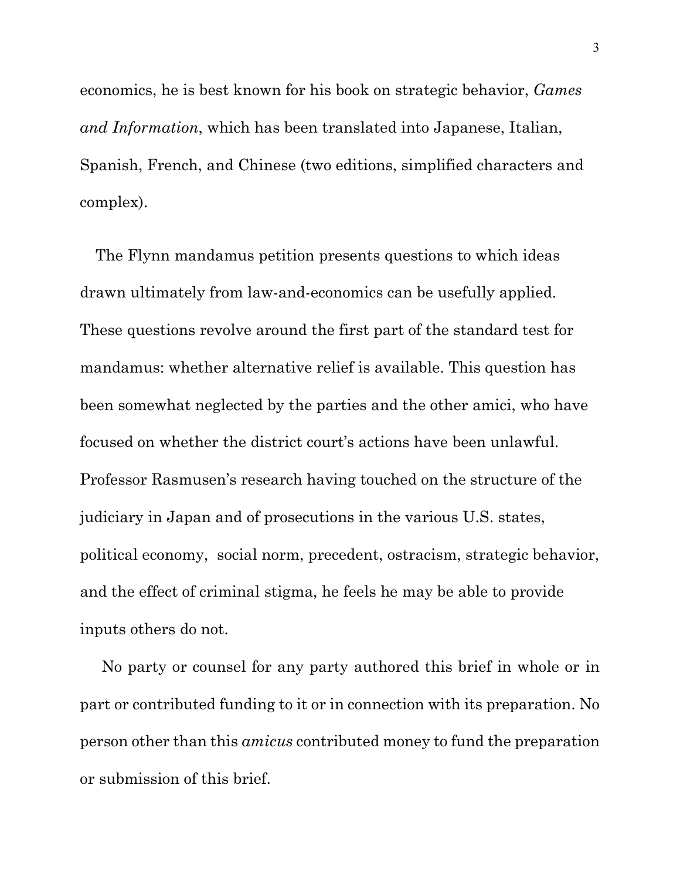economics, he is best known for his book on strategic behavior, *Games and Information*, which has been translated into Japanese, Italian, Spanish, French, and Chinese (two editions, simplified characters and complex).

The Flynn mandamus petition presents questions to which ideas drawn ultimately from law-and-economics can be usefully applied. These questions revolve around the first part of the standard test for mandamus: whether alternative relief is available. This question has been somewhat neglected by the parties and the other amici, who have focused on whether the district court's actions have been unlawful. Professor Rasmusen's research having touched on the structure of the judiciary in Japan and of prosecutions in the various U.S. states, political economy, social norm, precedent, ostracism, strategic behavior, and the effect of criminal stigma, he feels he may be able to provide inputs others do not.

No party or counsel for any party authored this brief in whole or in part or contributed funding to it or in connection with its preparation. No person other than this *amicus* contributed money to fund the preparation or submission of this brief.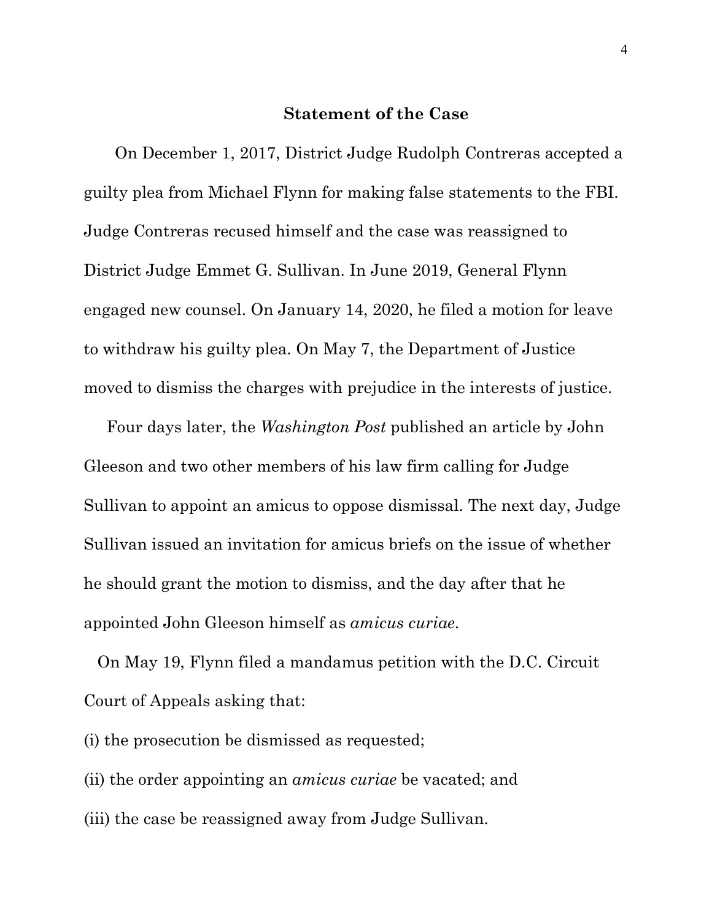## Statement of the Case

On December 1, 2017, District Judge Rudolph Contreras accepted a guilty plea from Michael Flynn for making false statements to the FBI. Judge Contreras recused himself and the case was reassigned to District Judge Emmet G. Sullivan. In June 2019, General Flynn engaged new counsel. On January 14, 2020, he filed a motion for leave to withdraw his guilty plea. On May 7, the Department of Justice moved to dismiss the charges with prejudice in the interests of justice.

Four days later, the *Washington Post* published an article by John Gleeson and two other members of his law firm calling for Judge Sullivan to appoint an amicus to oppose dismissal. The next day, Judge Sullivan issued an invitation for amicus briefs on the issue of whether he should grant the motion to dismiss, and the day after that he appointed John Gleeson himself as *amicus curiae*.

On May 19, Flynn filed a mandamus petition with the D.C. Circuit Court of Appeals asking that:

(i) the prosecution be dismissed as requested;

(ii) the order appointing an *amicus curiae* be vacated; and

(iii) the case be reassigned away from Judge Sullivan.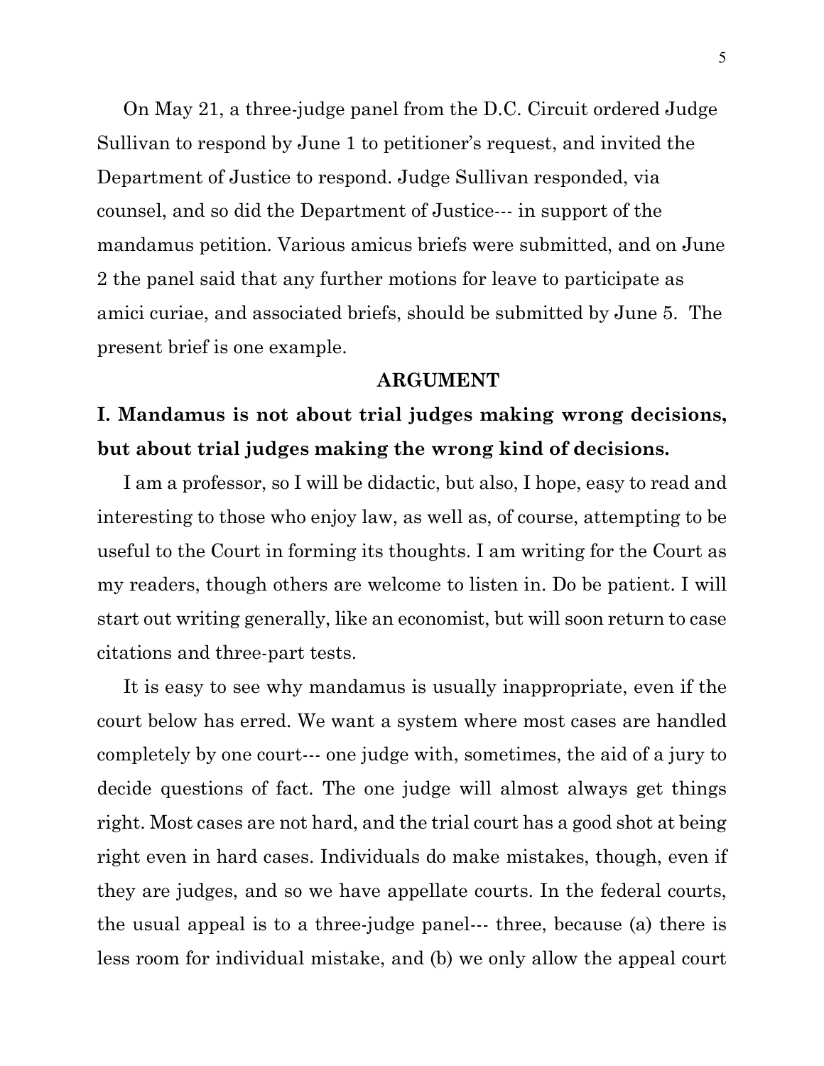On May 21, a three-judge panel from the D.C. Circuit ordered Judge Sullivan to respond by June 1 to petitioner's request, and invited the Department of Justice to respond. Judge Sullivan responded, via counsel, and so did the Department of Justice--- in support of the mandamus petition. Various amicus briefs were submitted, and on June 2 the panel said that any further motions for leave to participate as amici curiae, and associated briefs, should be submitted by June 5. The present brief is one example.

## ARGUMENT

### I. Mandamus is not about trial judges making wrong decisions, but about trial judges making the wrong kind of decisions.

I am a professor, so I will be didactic, but also, I hope, easy to read and interesting to those who enjoy law, as well as, of course, attempting to be useful to the Court in forming its thoughts. I am writing for the Court as my readers, though others are welcome to listen in. Do be patient. I will start out writing generally, like an economist, but will soon return to case citations and three-part tests.

It is easy to see why mandamus is usually inappropriate, even if the court below has erred. We want a system where most cases are handled completely by one court--- one judge with, sometimes, the aid of a jury to decide questions of fact. The one judge will almost always get things right. Most cases are not hard, and the trial court has a good shot at being right even in hard cases. Individuals do make mistakes, though, even if they are judges, and so we have appellate courts. In the federal courts, the usual appeal is to a three-judge panel--- three, because (a) there is less room for individual mistake, and (b) we only allow the appeal court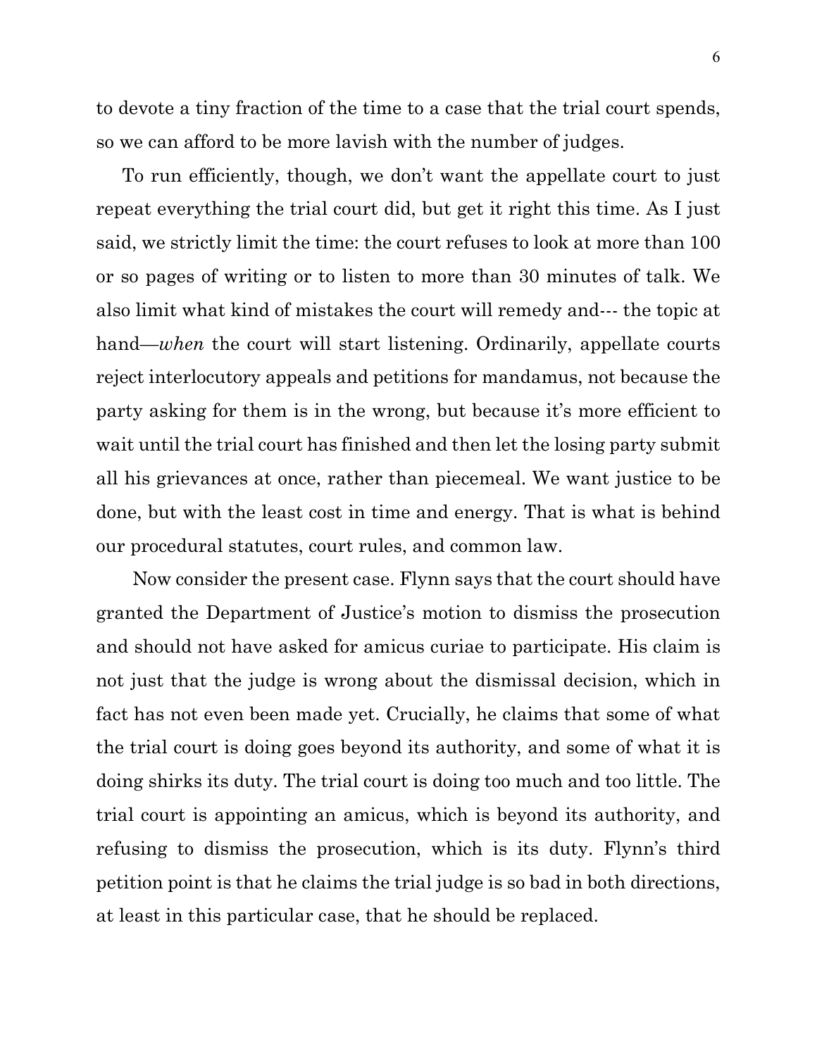to devote a tiny fraction of the time to a case that the trial court spends, so we can afford to be more lavish with the number of judges.

To run efficiently, though, we don't want the appellate court to just repeat everything the trial court did, but get it right this time. As I just said, we strictly limit the time: the court refuses to look at more than 100 or so pages of writing or to listen to more than 30 minutes of talk. We also limit what kind of mistakes the court will remedy and--- the topic at hand—*when* the court will start listening. Ordinarily, appellate courts reject interlocutory appeals and petitions for mandamus, not because the party asking for them is in the wrong, but because it's more efficient to wait until the trial court has finished and then let the losing party submit all his grievances at once, rather than piecemeal. We want justice to be done, but with the least cost in time and energy. That is what is behind our procedural statutes, court rules, and common law.

Now consider the present case. Flynn says that the court should have granted the Department of Justice's motion to dismiss the prosecution and should not have asked for amicus curiae to participate. His claim is not just that the judge is wrong about the dismissal decision, which in fact has not even been made yet. Crucially, he claims that some of what the trial court is doing goes beyond its authority, and some of what it is doing shirks its duty. The trial court is doing too much and too little. The trial court is appointing an amicus, which is beyond its authority, and refusing to dismiss the prosecution, which is its duty. Flynn's third petition point is that he claims the trial judge is so bad in both directions, at least in this particular case, that he should be replaced.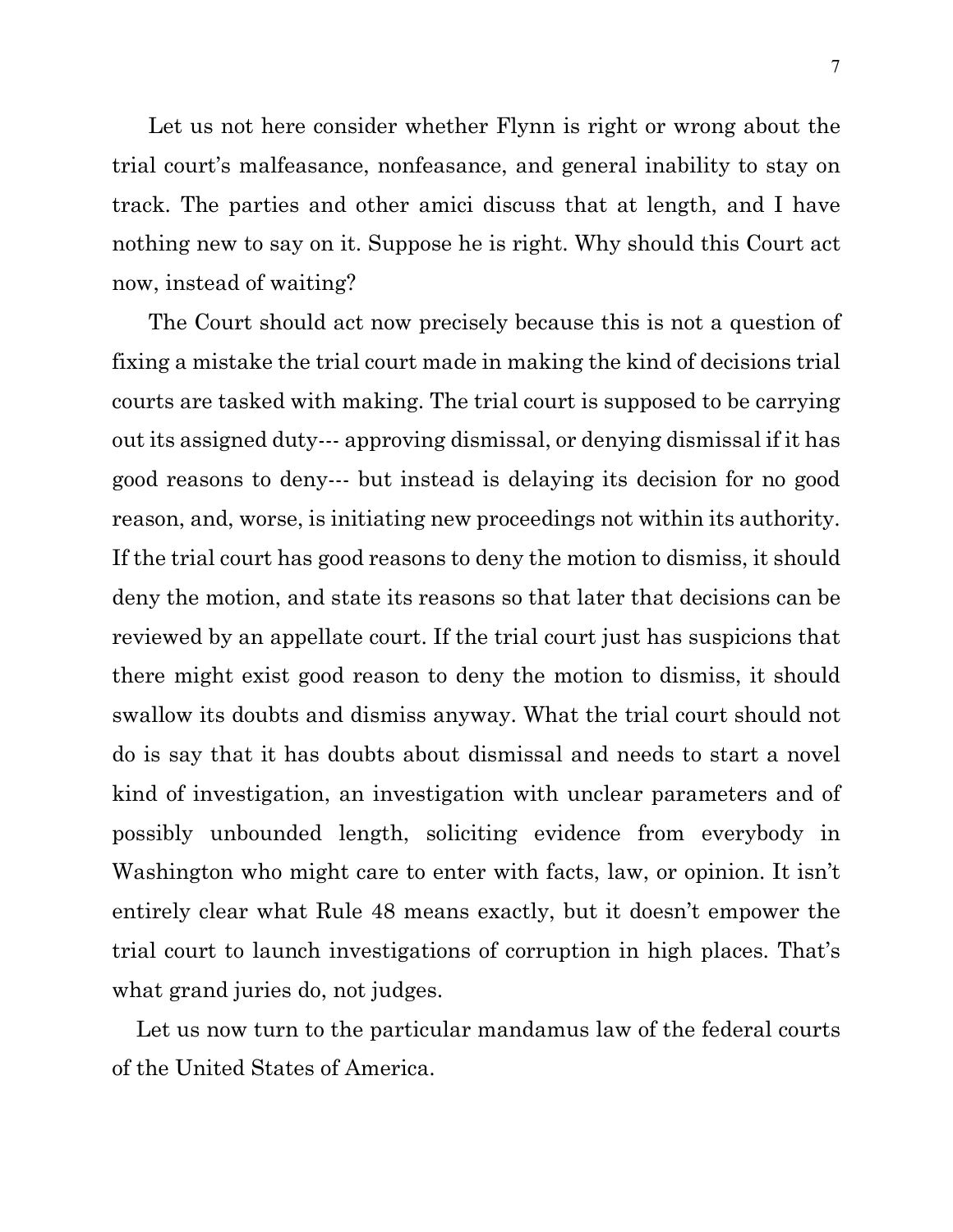Let us not here consider whether Flynn is right or wrong about the trial court's malfeasance, nonfeasance, and general inability to stay on track. The parties and other amici discuss that at length, and I have nothing new to say on it. Suppose he is right. Why should this Court act now, instead of waiting?

The Court should act now precisely because this is not a question of fixing a mistake the trial court made in making the kind of decisions trial courts are tasked with making. The trial court is supposed to be carrying out its assigned duty--- approving dismissal, or denying dismissal if it has good reasons to deny--- but instead is delaying its decision for no good reason, and, worse, is initiating new proceedings not within its authority. If the trial court has good reasons to deny the motion to dismiss, it should deny the motion, and state its reasons so that later that decisions can be reviewed by an appellate court. If the trial court just has suspicions that there might exist good reason to deny the motion to dismiss, it should swallow its doubts and dismiss anyway. What the trial court should not do is say that it has doubts about dismissal and needs to start a novel kind of investigation, an investigation with unclear parameters and of possibly unbounded length, soliciting evidence from everybody in Washington who might care to enter with facts, law, or opinion. It isn't entirely clear what Rule 48 means exactly, but it doesn't empower the trial court to launch investigations of corruption in high places. That's what grand juries do, not judges.

Let us now turn to the particular mandamus law of the federal courts of the United States of America.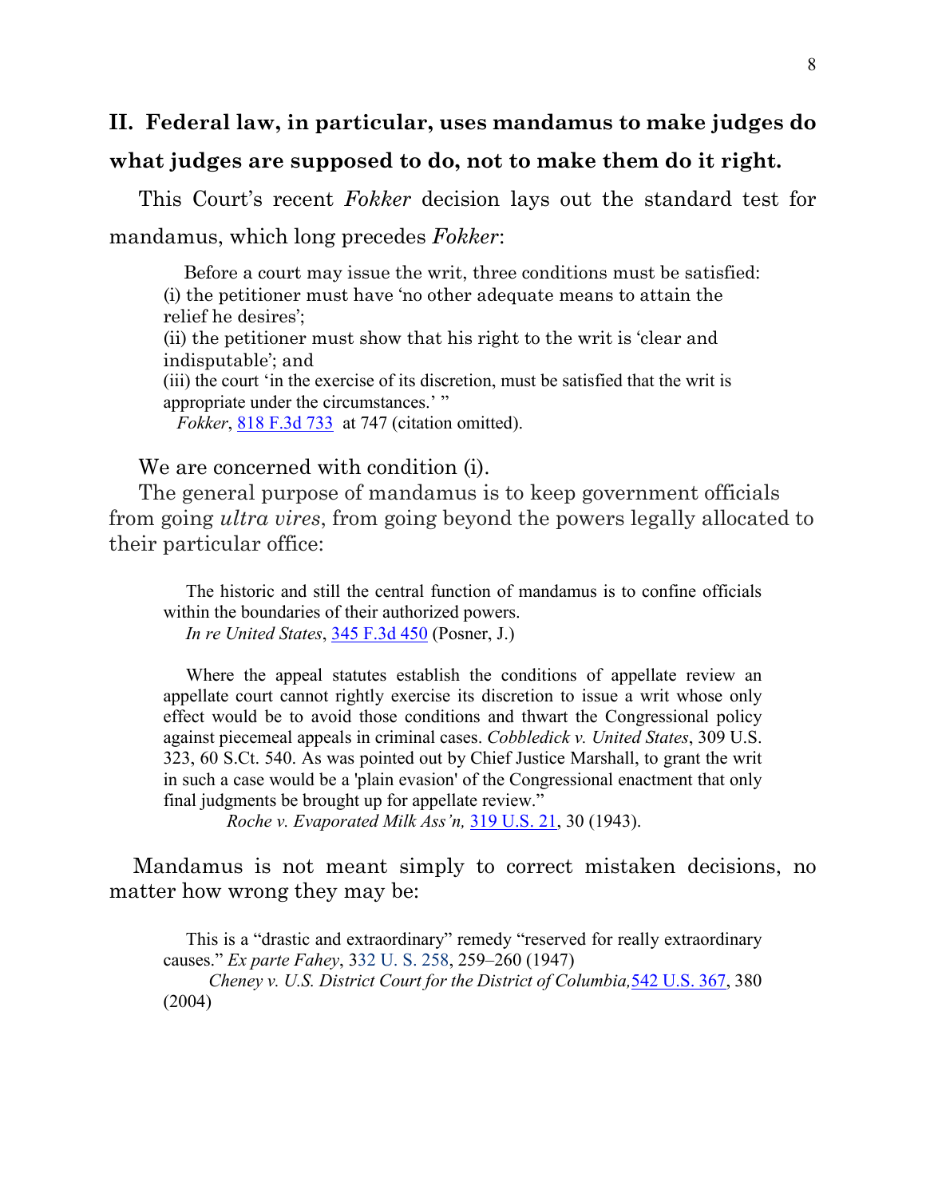## II. Federal law, in particular, uses mandamus to make judges do what judges are supposed to do, not to make them do it right.

This Court's recent *Fokker* decision lays out the standard test for mandamus, which long precedes *Fokker*:

> Before a court may issue the writ, three conditions must be satisfied:
> (i) the petitioner must have 'no other adequate means to attain the relief he desires';
> (ii) the petitioner must show that his right to the writ is 'clear and indisputable'; and
> (iii) the court 'in the exercise of its discretion, must be satisfied that the writ is appropriate under the circumstances.' "
> *Fokker*, 818 F.3d 733 at 747 (citation omitted).

We are concerned with condition (i).

The general purpose of mandamus is to keep government officials from going *ultra vires*, from going beyond the powers legally allocated to their particular office:

> The historic and still the central function of mandamus is to confine officials within the boundaries of their authorized powers.
> *In re United States*, 345 F.3d 450 (Posner, J.)

> Where the appeal statutes establish the conditions of appellate review an appellate court cannot rightly exercise its discretion to issue a writ whose only effect would be to avoid those conditions and thwart the Congressional policy against piecemeal appeals in criminal cases. *Cobbledick v. United States*, 309 U.S. 323, 60 S.Ct. 540. As was pointed out by Chief Justice Marshall, to grant the writ in such a case would be a 'plain evasion' of the Congressional enactment that only final judgments be brought up for appellate review."
> *Roche v. Evaporated Milk Ass'n,* 319 U.S. 21, 30 (1943).

Mandamus is not meant simply to correct mistaken decisions, no matter how wrong they may be:

> This is a "drastic and extraordinary" remedy "reserved for really extraordinary causes." *Ex parte Fahey*, 332 U. S. 258, 259–260 (1947)
> *Cheney v. U.S. District Court for the District of Columbia,* 542 U.S. 367, 380 (2004)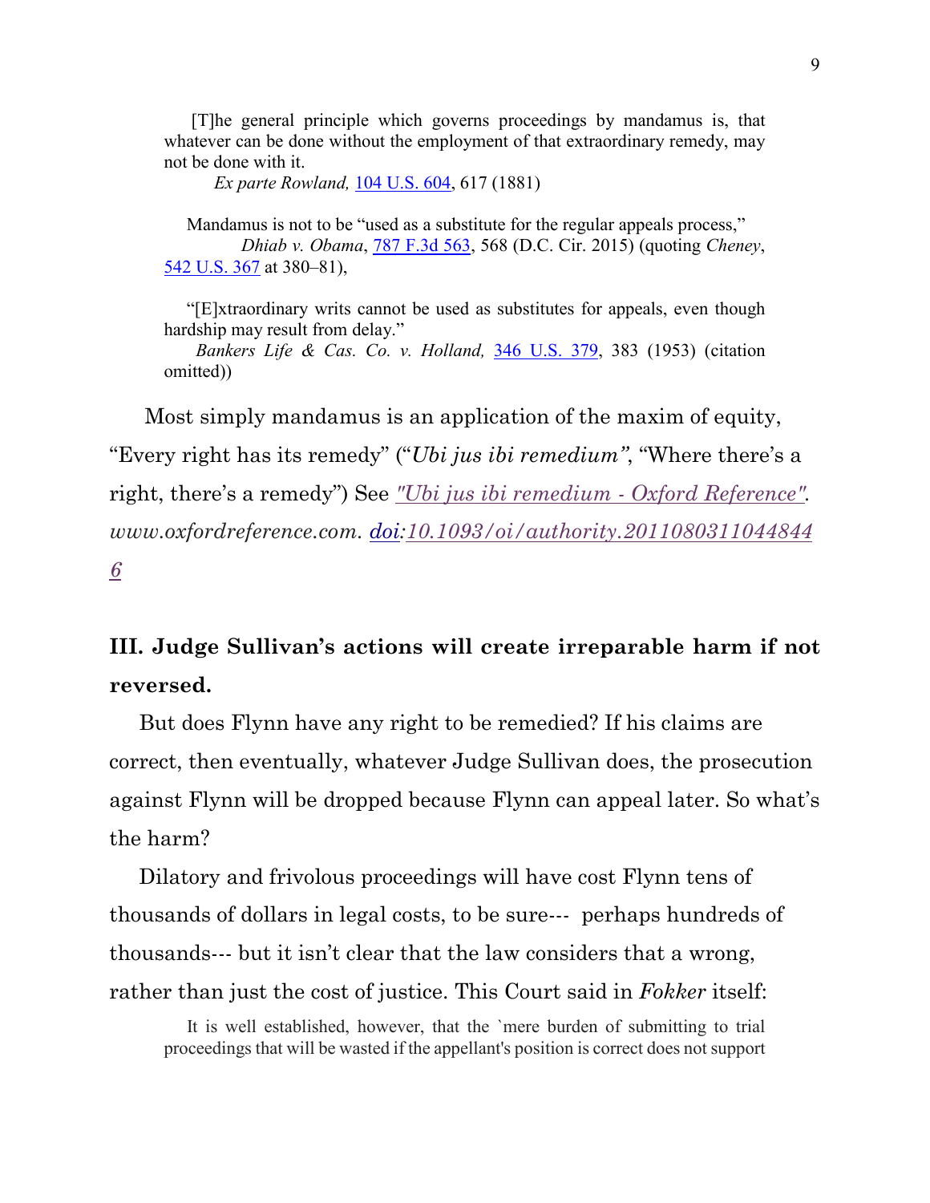> [T]he general principle which governs proceedings by mandamus is, that whatever can be done without the employment of that extraordinary remedy, may not be done with it.
>
> *Ex parte Rowland,* 104 U.S. 604, 617 (1881)

> Mandamus is not to be "used as a substitute for the regular appeals process,"
>
> *Dhiab v. Obama*, 787 F.3d 563, 568 (D.C. Cir. 2015) (quoting *Cheney*, 542 U.S. 367 at 380–81),

> "[E]xtraordinary writs cannot be used as substitutes for appeals, even though hardship may result from delay."
>
> *Bankers Life & Cas. Co. v. Holland,* 346 U.S. 379, 383 (1953) (citation omitted))

Most simply mandamus is an application of the maxim of equity, "Every right has its remedy" ("*Ubi jus ibi remedium"*, "Where there's a right, there's a remedy") See *"Ubi jus ibi remedium - Oxford Reference". www.oxfordreference.com. doi:10.1093/oi/authority.20110803110448446*

## III. Judge Sullivan's actions will create irreparable harm if not reversed.

But does Flynn have any right to be remedied? If his claims are correct, then eventually, whatever Judge Sullivan does, the prosecution against Flynn will be dropped because Flynn can appeal later. So what's the harm?

Dilatory and frivolous proceedings will have cost Flynn tens of thousands of dollars in legal costs, to be sure--- perhaps hundreds of thousands--- but it isn't clear that the law considers that a wrong, rather than just the cost of justice. This Court said in *Fokker* itself:

> It is well established, however, that the `mere burden of submitting to trial proceedings that will be wasted if the appellant's position is correct does not support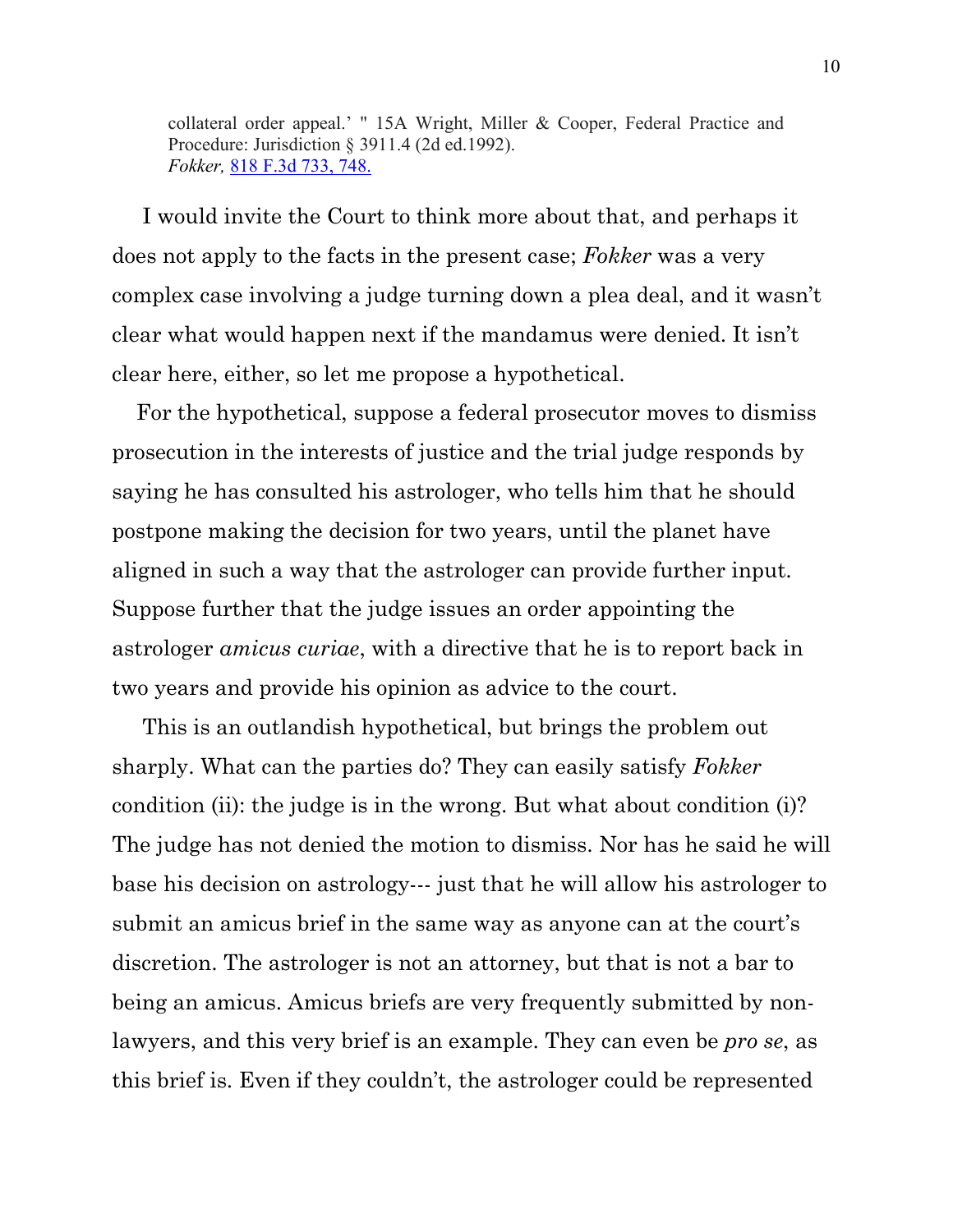collateral order appeal.' " 15A Wright, Miller & Cooper, Federal Practice and Procedure: Jurisdiction § 3911.4 (2d ed.1992).
*Fokker,* 818 F.3d 733, 748.

I would invite the Court to think more about that, and perhaps it does not apply to the facts in the present case; *Fokker* was a very complex case involving a judge turning down a plea deal, and it wasn't clear what would happen next if the mandamus were denied. It isn't clear here, either, so let me propose a hypothetical.

For the hypothetical, suppose a federal prosecutor moves to dismiss prosecution in the interests of justice and the trial judge responds by saying he has consulted his astrologer, who tells him that he should postpone making the decision for two years, until the planet have aligned in such a way that the astrologer can provide further input. Suppose further that the judge issues an order appointing the astrologer *amicus curiae*, with a directive that he is to report back in two years and provide his opinion as advice to the court.

This is an outlandish hypothetical, but brings the problem out sharply. What can the parties do? They can easily satisfy *Fokker* condition (ii): the judge is in the wrong. But what about condition (i)? The judge has not denied the motion to dismiss. Nor has he said he will base his decision on astrology--- just that he will allow his astrologer to submit an amicus brief in the same way as anyone can at the court's discretion. The astrologer is not an attorney, but that is not a bar to being an amicus. Amicus briefs are very frequently submitted by non-lawyers, and this very brief is an example. They can even be *pro se*, as this brief is. Even if they couldn't, the astrologer could be represented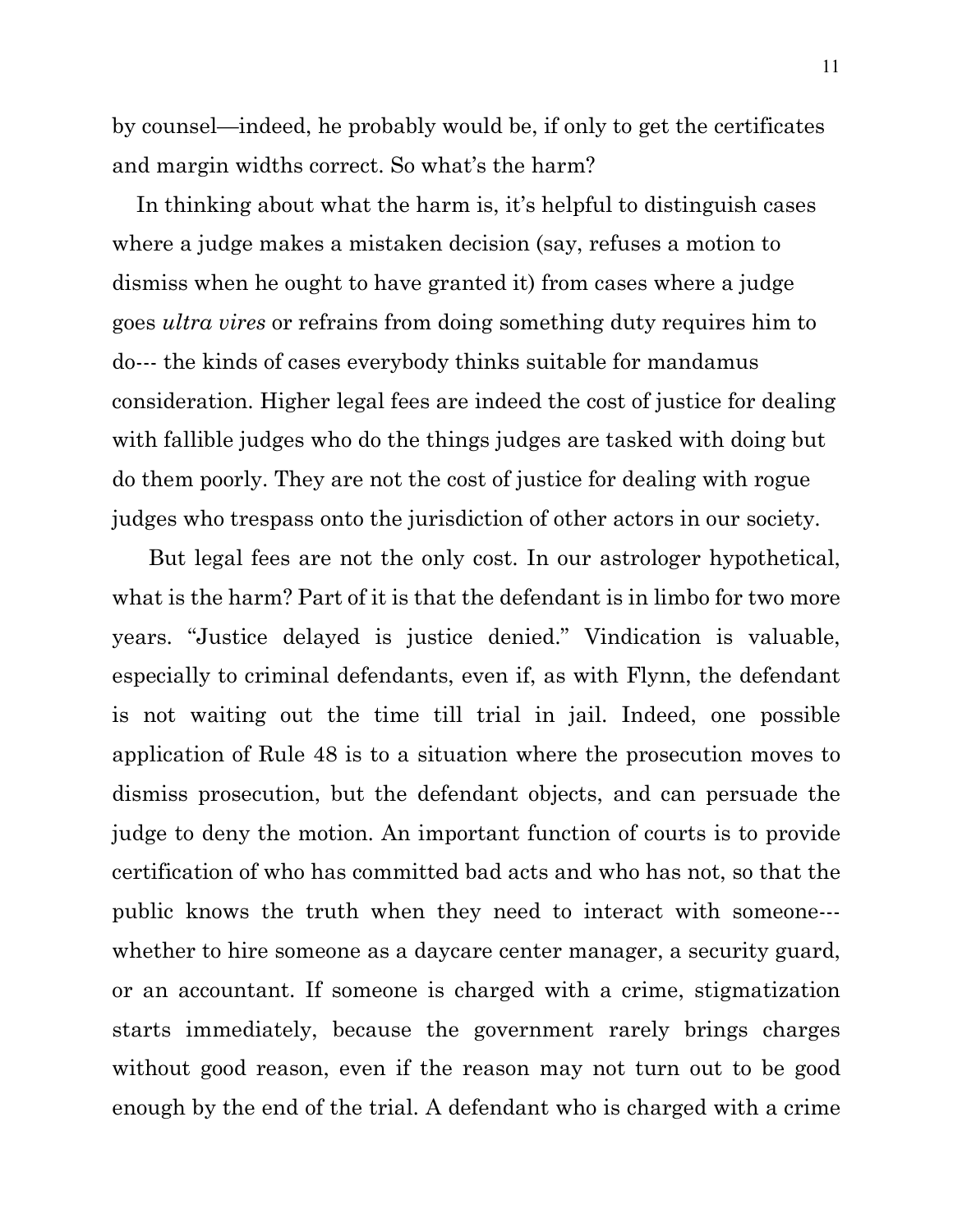by counsel—indeed, he probably would be, if only to get the certificates and margin widths correct. So what's the harm?

In thinking about what the harm is, it's helpful to distinguish cases where a judge makes a mistaken decision (say, refuses a motion to dismiss when he ought to have granted it) from cases where a judge goes *ultra vires* or refrains from doing something duty requires him to do--- the kinds of cases everybody thinks suitable for mandamus consideration. Higher legal fees are indeed the cost of justice for dealing with fallible judges who do the things judges are tasked with doing but do them poorly. They are not the cost of justice for dealing with rogue judges who trespass onto the jurisdiction of other actors in our society.

But legal fees are not the only cost. In our astrologer hypothetical, what is the harm? Part of it is that the defendant is in limbo for two more years. "Justice delayed is justice denied." Vindication is valuable, especially to criminal defendants, even if, as with Flynn, the defendant is not waiting out the time till trial in jail. Indeed, one possible application of Rule 48 is to a situation where the prosecution moves to dismiss prosecution, but the defendant objects, and can persuade the judge to deny the motion. An important function of courts is to provide certification of who has committed bad acts and who has not, so that the public knows the truth when they need to interact with someone--- whether to hire someone as a daycare center manager, a security guard, or an accountant. If someone is charged with a crime, stigmatization starts immediately, because the government rarely brings charges without good reason, even if the reason may not turn out to be good enough by the end of the trial. A defendant who is charged with a crime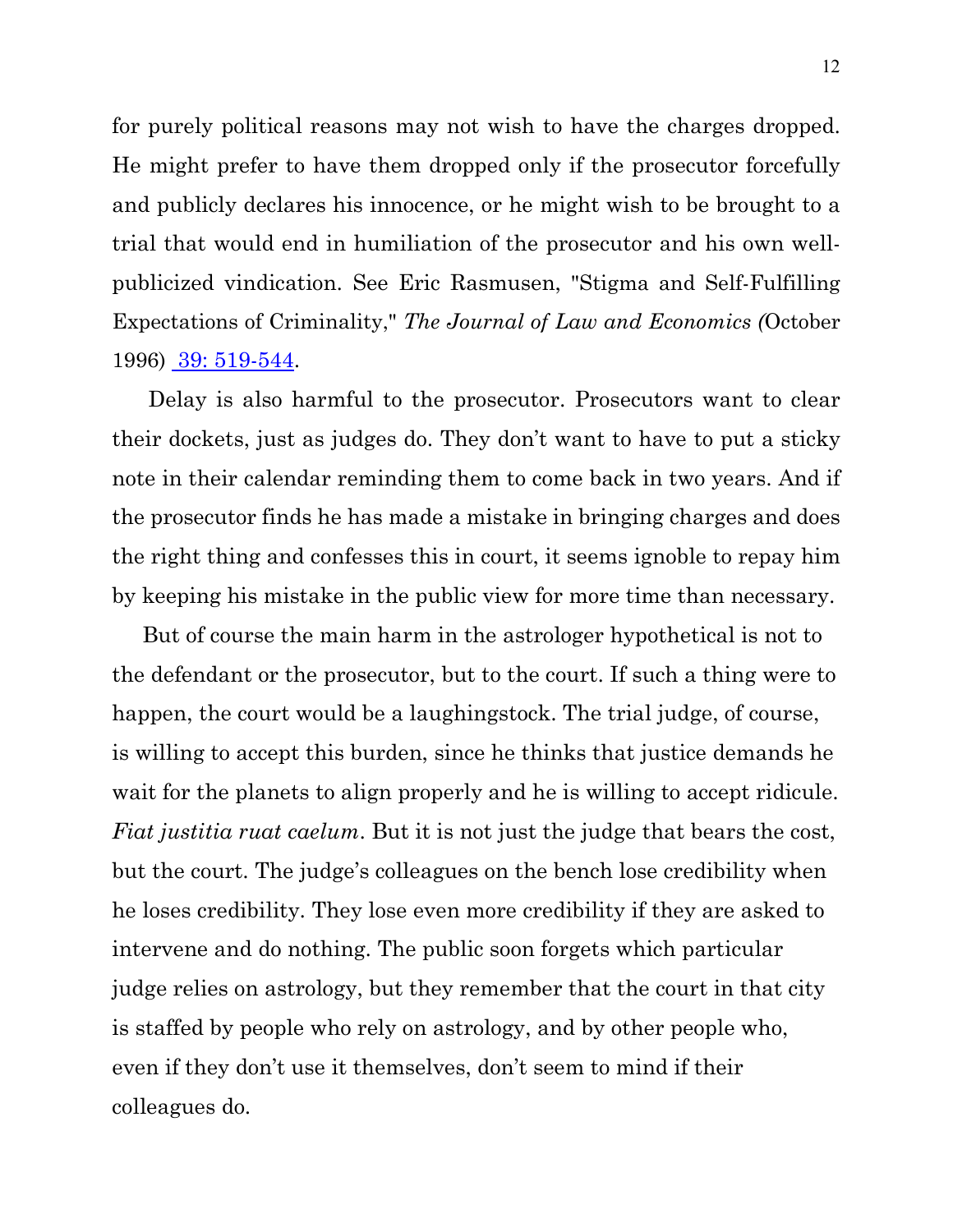for purely political reasons may not wish to have the charges dropped. He might prefer to have them dropped only if the prosecutor forcefully and publicly declares his innocence, or he might wish to be brought to a trial that would end in humiliation of the prosecutor and his own well-publicized vindication. See Eric Rasmusen, "Stigma and Self-Fulfilling Expectations of Criminality," *The Journal of Law and Economics (*October 1996) 39: 519-544.

Delay is also harmful to the prosecutor. Prosecutors want to clear their dockets, just as judges do. They don't want to have to put a sticky note in their calendar reminding them to come back in two years. And if the prosecutor finds he has made a mistake in bringing charges and does the right thing and confesses this in court, it seems ignoble to repay him by keeping his mistake in the public view for more time than necessary.

But of course the main harm in the astrologer hypothetical is not to the defendant or the prosecutor, but to the court. If such a thing were to happen, the court would be a laughingstock. The trial judge, of course, is willing to accept this burden, since he thinks that justice demands he wait for the planets to align properly and he is willing to accept ridicule. *Fiat justitia ruat caelum*. But it is not just the judge that bears the cost, but the court. The judge's colleagues on the bench lose credibility when he loses credibility. They lose even more credibility if they are asked to intervene and do nothing. The public soon forgets which particular judge relies on astrology, but they remember that the court in that city is staffed by people who rely on astrology, and by other people who, even if they don't use it themselves, don't seem to mind if their colleagues do.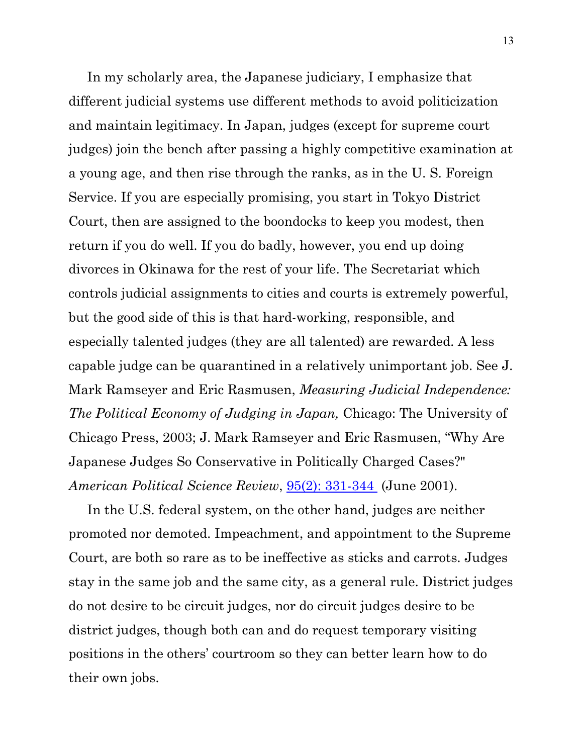In my scholarly area, the Japanese judiciary, I emphasize that different judicial systems use different methods to avoid politicization and maintain legitimacy. In Japan, judges (except for supreme court judges) join the bench after passing a highly competitive examination at a young age, and then rise through the ranks, as in the U. S. Foreign Service. If you are especially promising, you start in Tokyo District Court, then are assigned to the boondocks to keep you modest, then return if you do well. If you do badly, however, you end up doing divorces in Okinawa for the rest of your life. The Secretariat which controls judicial assignments to cities and courts is extremely powerful, but the good side of this is that hard-working, responsible, and especially talented judges (they are all talented) are rewarded. A less capable judge can be quarantined in a relatively unimportant job. See J. Mark Ramseyer and Eric Rasmusen, *Measuring Judicial Independence: The Political Economy of Judging in Japan,* Chicago: The University of Chicago Press, 2003; J. Mark Ramseyer and Eric Rasmusen, "Why Are Japanese Judges So Conservative in Politically Charged Cases?" *American Political Science Review*, 95(2): 331-344 (June 2001).

In the U.S. federal system, on the other hand, judges are neither promoted nor demoted. Impeachment, and appointment to the Supreme Court, are both so rare as to be ineffective as sticks and carrots. Judges stay in the same job and the same city, as a general rule. District judges do not desire to be circuit judges, nor do circuit judges desire to be district judges, though both can and do request temporary visiting positions in the others' courtroom so they can better learn how to do their own jobs.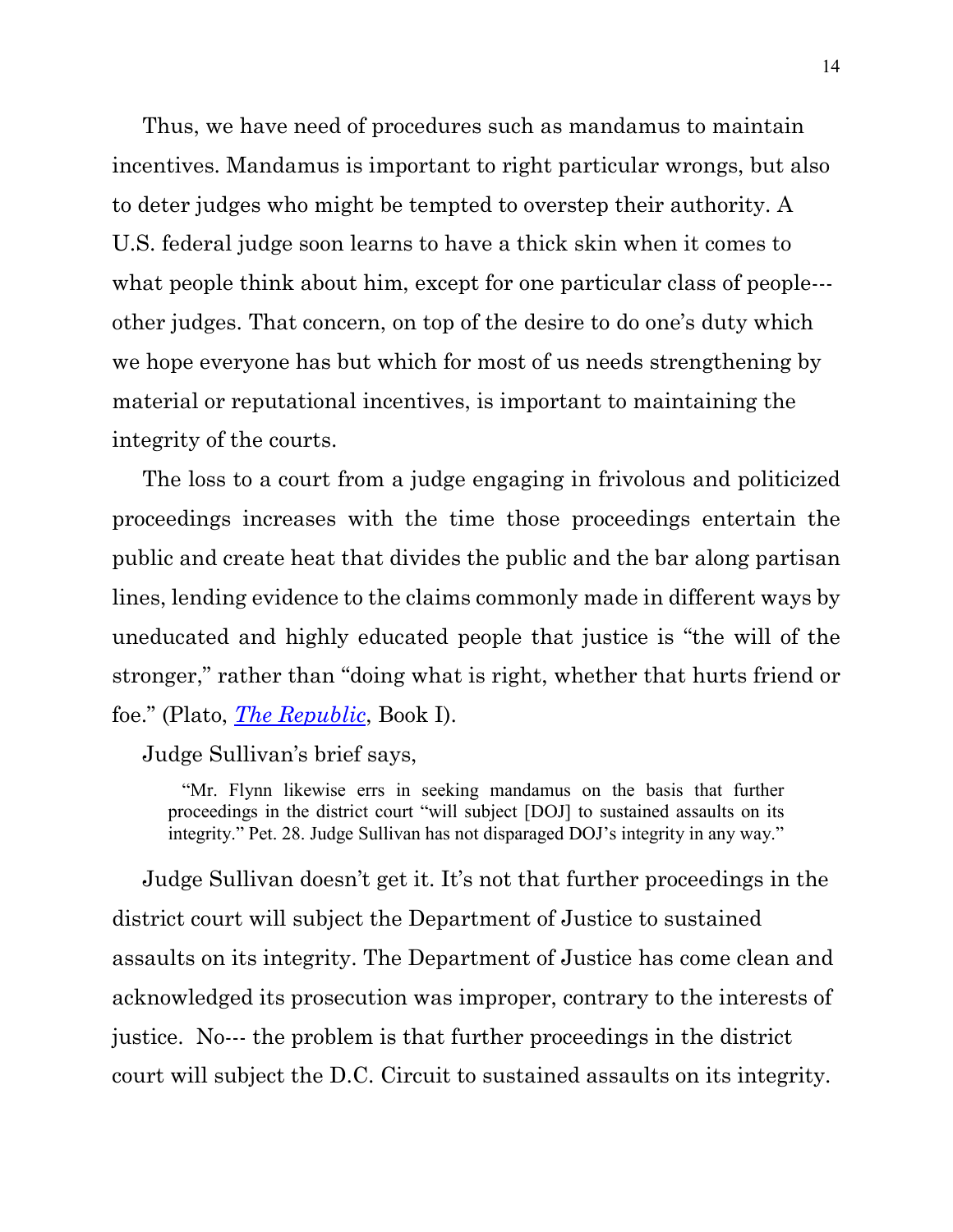Thus, we have need of procedures such as mandamus to maintain incentives. Mandamus is important to right particular wrongs, but also to deter judges who might be tempted to overstep their authority. A U.S. federal judge soon learns to have a thick skin when it comes to what people think about him, except for one particular class of people--- other judges. That concern, on top of the desire to do one's duty which we hope everyone has but which for most of us needs strengthening by material or reputational incentives, is important to maintaining the integrity of the courts.

The loss to a court from a judge engaging in frivolous and politicized proceedings increases with the time those proceedings entertain the public and create heat that divides the public and the bar along partisan lines, lending evidence to the claims commonly made in different ways by uneducated and highly educated people that justice is "the will of the stronger," rather than "doing what is right, whether that hurts friend or foe." (Plato, *The Republic*, Book I).

Judge Sullivan's brief says,

> "Mr. Flynn likewise errs in seeking mandamus on the basis that further proceedings in the district court "will subject [DOJ] to sustained assaults on its integrity." Pet. 28. Judge Sullivan has not disparaged DOJ's integrity in any way."

Judge Sullivan doesn't get it. It's not that further proceedings in the district court will subject the Department of Justice to sustained assaults on its integrity. The Department of Justice has come clean and acknowledged its prosecution was improper, contrary to the interests of justice. No--- the problem is that further proceedings in the district court will subject the D.C. Circuit to sustained assaults on its integrity.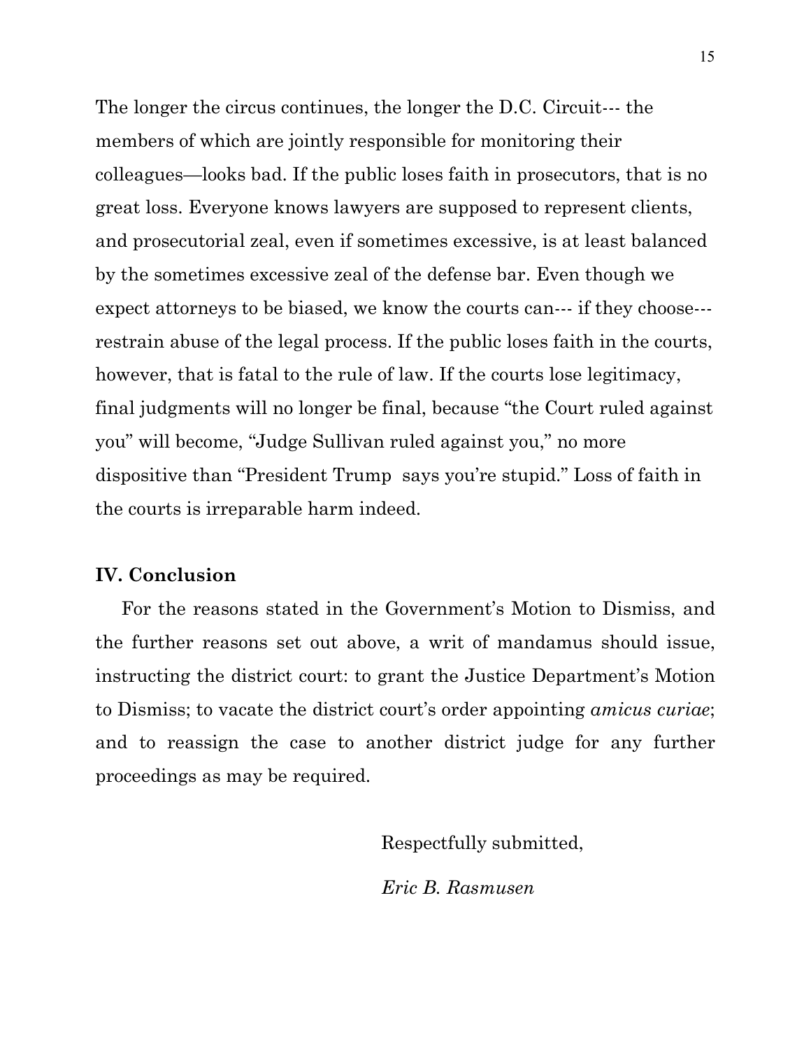The longer the circus continues, the longer the D.C. Circuit--- the members of which are jointly responsible for monitoring their colleagues—looks bad. If the public loses faith in prosecutors, that is no great loss. Everyone knows lawyers are supposed to represent clients, and prosecutorial zeal, even if sometimes excessive, is at least balanced by the sometimes excessive zeal of the defense bar. Even though we expect attorneys to be biased, we know the courts can--- if they choose--- restrain abuse of the legal process. If the public loses faith in the courts, however, that is fatal to the rule of law. If the courts lose legitimacy, final judgments will no longer be final, because "the Court ruled against you" will become, "Judge Sullivan ruled against you," no more dispositive than "President Trump says you're stupid." Loss of faith in the courts is irreparable harm indeed.

## IV. Conclusion

For the reasons stated in the Government's Motion to Dismiss, and the further reasons set out above, a writ of mandamus should issue, instructing the district court: to grant the Justice Department's Motion to Dismiss; to vacate the district court's order appointing *amicus curiae*; and to reassign the case to another district judge for any further proceedings as may be required.

Respectfully submitted,

*Eric B. Rasmusen*